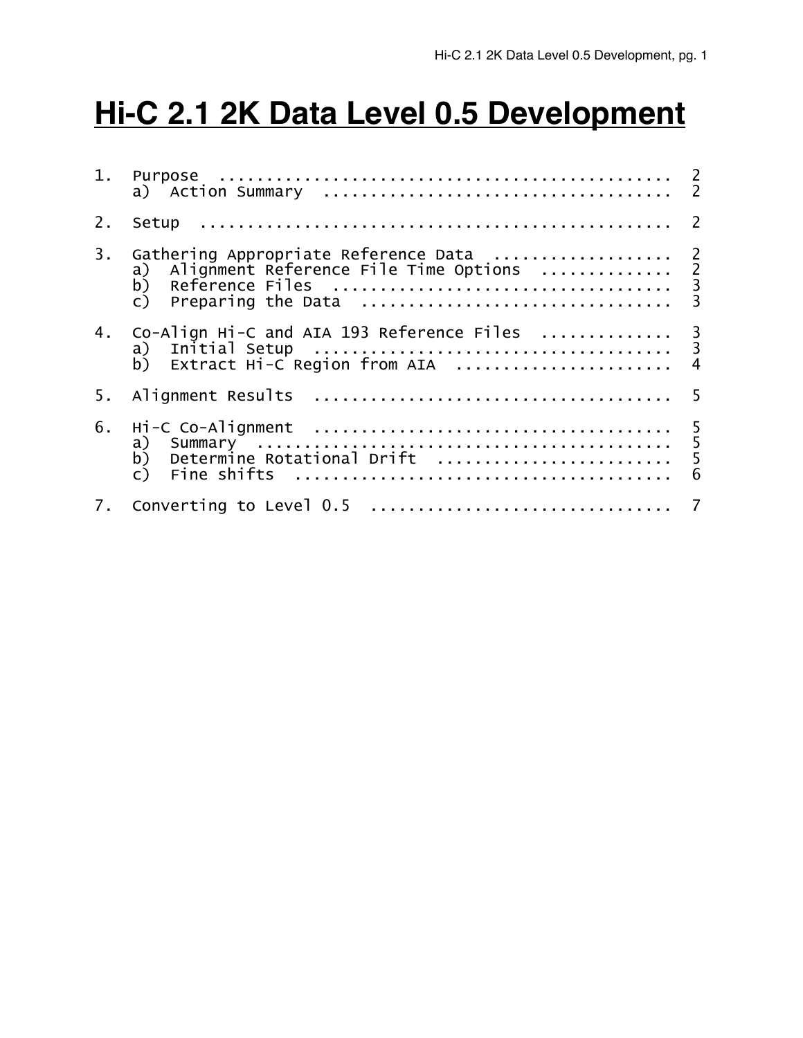# Hi-C 2.1 2K Data Level 0.5 Development

```
1.  Purpose ...............................................  2
    a)  Action Summary ....................................  2

2.  Setup .................................................  2

3.  Gathering Appropriate Reference Data ..................  2
    a)  Alignment Reference File Time Options .............  2
    b)  Reference Files ...................................  3
    c)  Preparing the Data ................................  3

4.  Co-Align Hi-C and AIA 193 Reference Files .............  3
    a)  Initial Setup .....................................  3
    b)  Extract Hi-C Region from AIA ......................  4

5.  Alignment Results .....................................  5

6.  Hi-C Co-Alignment .....................................  5
    a)  Summary ...........................................  5
    b)  Determine Rotational Drift ........................  5
    c)  Fine shifts .......................................  6

7.  Converting to Level 0.5 ...............................  7
```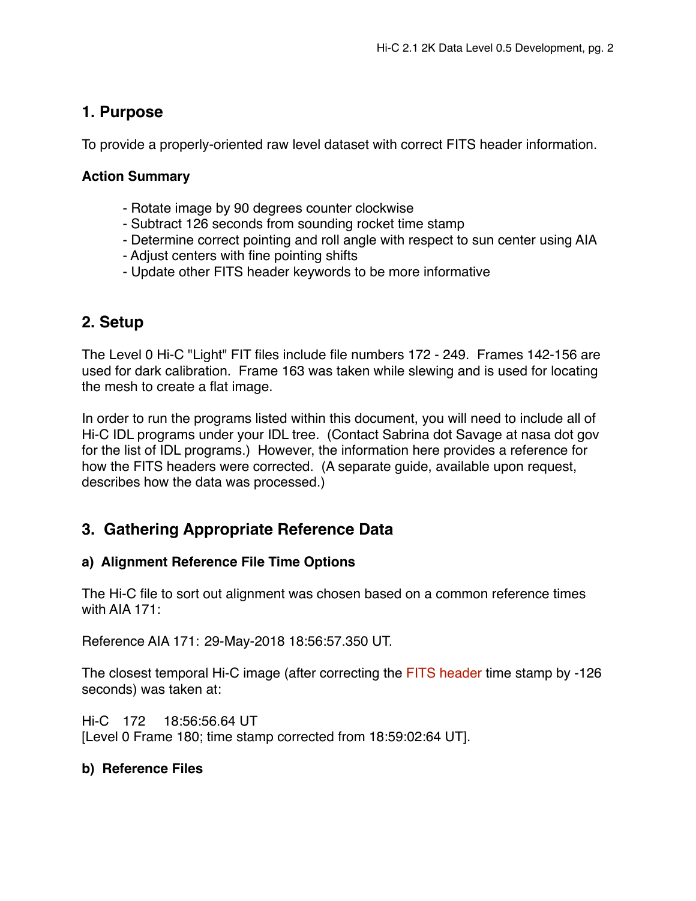## 1. Purpose

To provide a properly-oriented raw level dataset with correct FITS header information.

### Action Summary

- Rotate image by 90 degrees counter clockwise
- Subtract 126 seconds from sounding rocket time stamp
- Determine correct pointing and roll angle with respect to sun center using AIA
- Adjust centers with fine pointing shifts
- Update other FITS header keywords to be more informative

## 2. Setup

The Level 0 Hi-C "Light" FIT files include file numbers 172 - 249. Frames 142-156 are used for dark calibration. Frame 163 was taken while slewing and is used for locating the mesh to create a flat image.

In order to run the programs listed within this document, you will need to include all of Hi-C IDL programs under your IDL tree. (Contact Sabrina dot Savage at nasa dot gov for the list of IDL programs.) However, the information here provides a reference for how the FITS headers were corrected. (A separate guide, available upon request, describes how the data was processed.)

## 3. Gathering Appropriate Reference Data

### a) Alignment Reference File Time Options

The Hi-C file to sort out alignment was chosen based on a common reference times with AIA 171:

Reference AIA 171: 29-May-2018 18:56:57.350 UT.

The closest temporal Hi-C image (after correcting the FITS header time stamp by -126 seconds) was taken at:

Hi-C 172 18:56:56.64 UT
[Level 0 Frame 180; time stamp corrected from 18:59:02:64 UT].

### b) Reference Files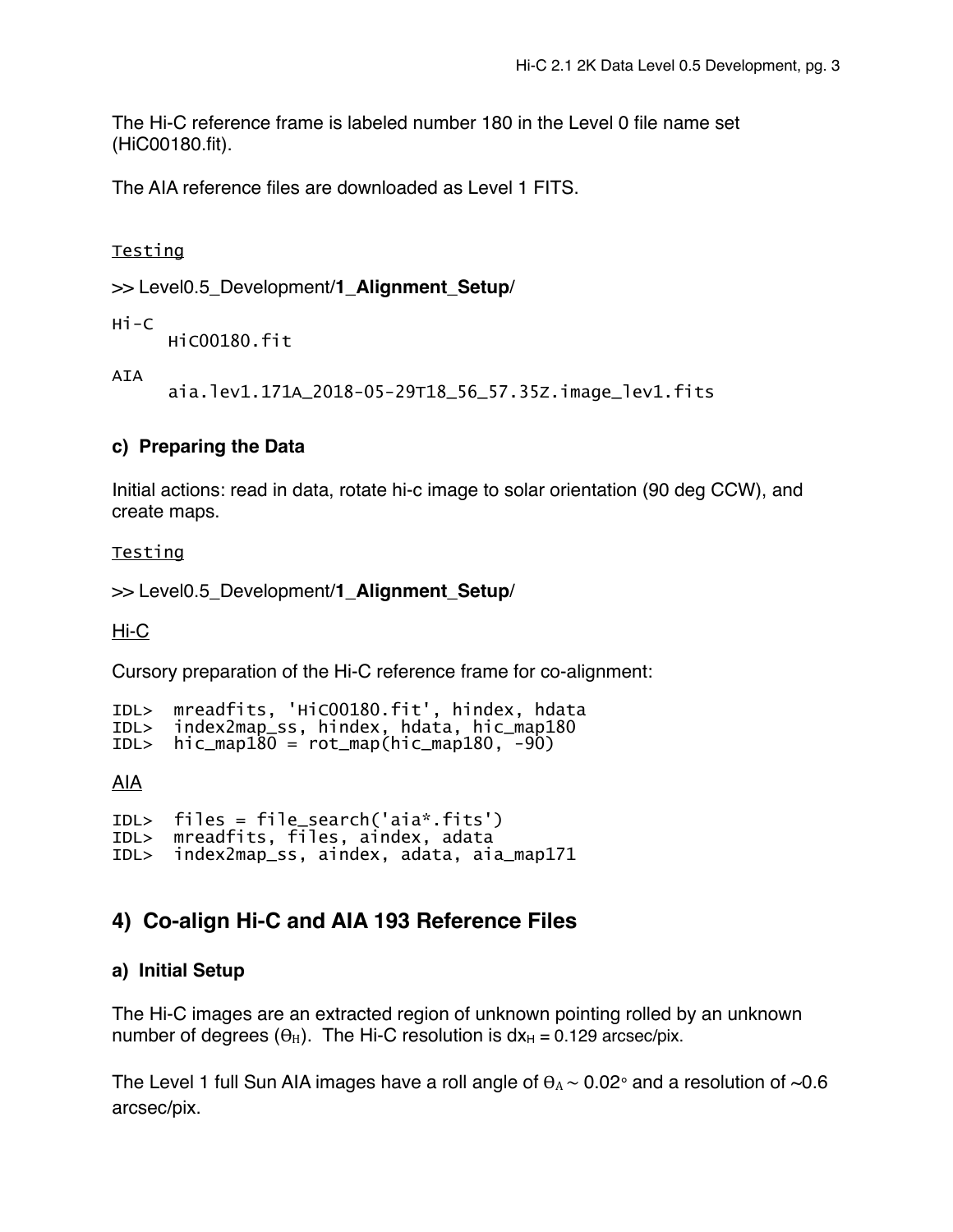The Hi-C reference frame is labeled number 180 in the Level 0 file name set (HiC00180.fit).

The AIA reference files are downloaded as Level 1 FITS.

Testing

>> Level0.5_Development/**1_Alignment_Setup**/

```
Hi-C
     HiC00180.fit

AIA
     aia.lev1.171A_2018-05-29T18_56_57.35Z.image_lev1.fits
```

### c) Preparing the Data

Initial actions: read in data, rotate hi-c image to solar orientation (90 deg CCW), and create maps.

Testing

>> Level0.5_Development/**1_Alignment_Setup**/

Hi-C

Cursory preparation of the Hi-C reference frame for co-alignment:

```
IDL>  mreadfits, 'HiC00180.fit', hindex, hdata
IDL>  index2map_ss, hindex, hdata, hic_map180
IDL>  hic_map180 = rot_map(hic_map180, -90)
```

AIA

```
IDL>  files = file_search('aia*.fits')
IDL>  mreadfits, files, aindex, adata
IDL>  index2map_ss, aindex, adata, aia_map171
```

## 4) Co-align Hi-C and AIA 193 Reference Files

### a) Initial Setup

The Hi-C images are an extracted region of unknown pointing rolled by an unknown number of degrees ($\Theta_H$). The Hi-C resolution is $dx_H$ = 0.129 arcsec/pix.

The Level 1 full Sun AIA images have a roll angle of $\Theta_A \sim 0.02^\circ$ and a resolution of ~0.6 arcsec/pix.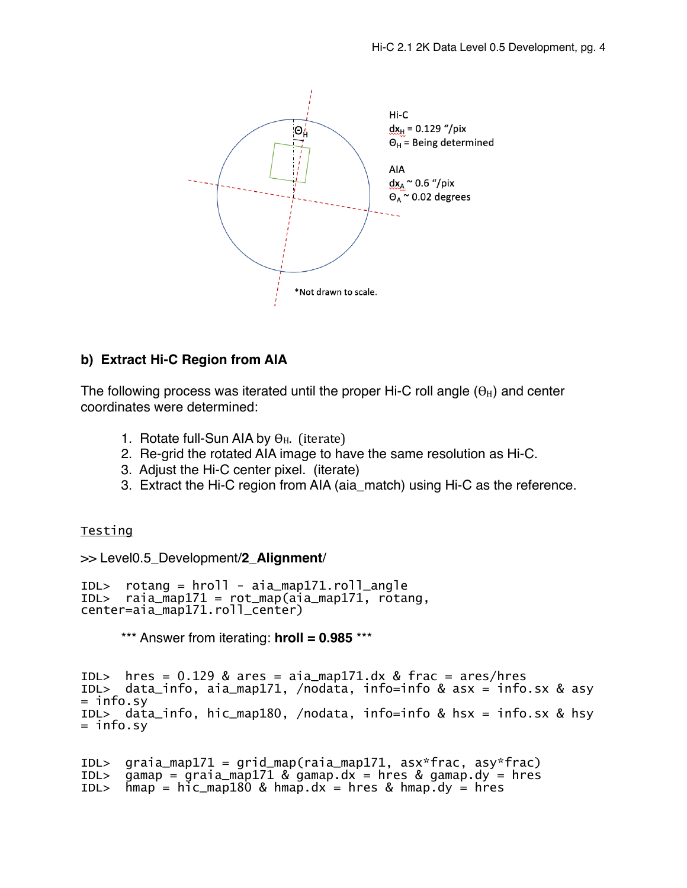Hi-C

$dx_H$ = 0.129 "/pix

$\Theta_H$ = Being determined

AIA

$dx_A$ ~ 0.6 "/pix

$\Theta_A$ ~ 0.02 degrees

*Not drawn to scale.

## b) Extract Hi-C Region from AIA

The following process was iterated until the proper Hi-C roll angle ($\Theta_H$) and center coordinates were determined:

1. Rotate full-Sun AIA by $\Theta_H$. (iterate)
2. Re-grid the rotated AIA image to have the same resolution as Hi-C.
3. Adjust the Hi-C center pixel. (iterate)
3. Extract the Hi-C region from AIA (aia_match) using Hi-C as the reference.

Testing

>> Level0.5_Development/**2_Alignment**/

```
IDL>  rotang = hroll - aia_map171.roll_angle
IDL>  raia_map171 = rot_map(aia_map171, rotang,
center=aia_map171.roll_center)
```

*** Answer from iterating: **hroll = 0.985** ***

```
IDL>  hres = 0.129 & ares = aia_map171.dx & frac = ares/hres
IDL>  data_info, aia_map171, /nodata, info=info & asx = info.sx & asy
= info.sy
IDL>  data_info, hic_map180, /nodata, info=info & hsx = info.sx & hsy
= info.sy

IDL>  graia_map171 = grid_map(raia_map171, asx*frac, asy*frac)
IDL>  gamap = graia_map171 & gamap.dx = hres & gamap.dy = hres
IDL>  hmap = hic_map180 & hmap.dx = hres & hmap.dy = hres
```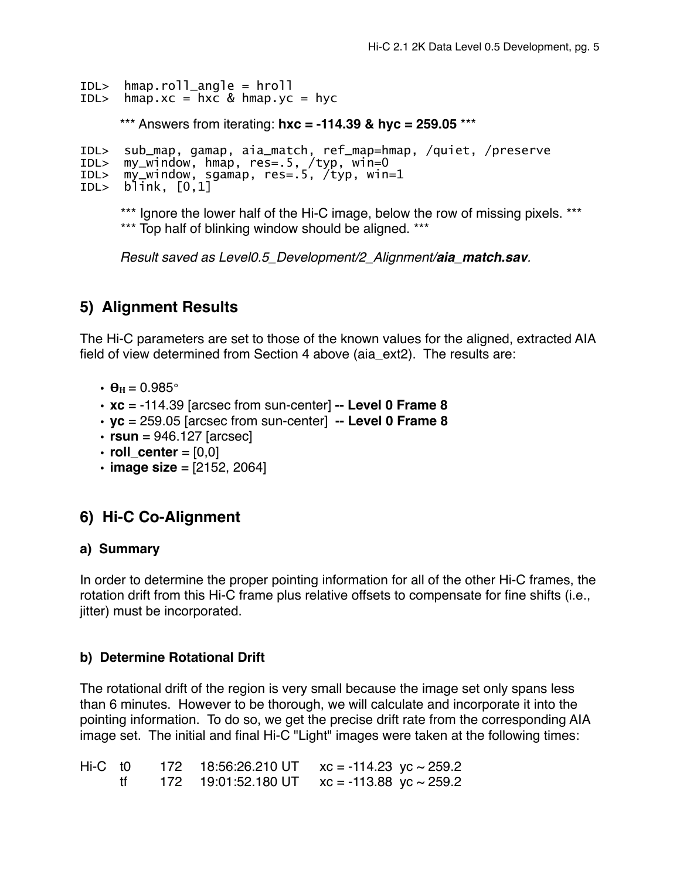```
IDL>  hmap.roll_angle = hroll
IDL>  hmap.xc = hxc & hmap.yc = hyc
```

*** Answers from iterating: **hxc = -114.39 & hyc = 259.05** ***

```
IDL>  sub_map, gamap, aia_match, ref_map=hmap, /quiet, /preserve
IDL>  my_window, hmap, res=.5, /typ, win=0
IDL>  my_window, sgamap, res=.5, /typ, win=1
IDL>  blink, [0,1]
```

*** Ignore the lower half of the Hi-C image, below the row of missing pixels. ***
*** Top half of blinking window should be aligned. ***

*Result saved as Level0.5_Development/2_Alignment/**aia_match.sav**.*

## 5) Alignment Results

The Hi-C parameters are set to those of the known values for the aligned, extracted AIA field of view determined from Section 4 above (aia_ext2). The results are:

- $\theta_H$ = 0.985°
- **xc** = -114.39 [arcsec from sun-center] **-- Level 0 Frame 8**
- **yc** = 259.05 [arcsec from sun-center] **-- Level 0 Frame 8**
- **rsun** = 946.127 [arcsec]
- **roll_center** = [0,0]
- **image size** = [2152, 2064]

## 6) Hi-C Co-Alignment

### a) Summary

In order to determine the proper pointing information for all of the other Hi-C frames, the rotation drift from this Hi-C frame plus relative offsets to compensate for fine shifts (i.e., jitter) must be incorporated.

### b) Determine Rotational Drift

The rotational drift of the region is very small because the image set only spans less than 6 minutes. However to be thorough, we will calculate and incorporate it into the pointing information. To do so, we get the precise drift rate from the corresponding AIA image set. The initial and final Hi-C "Light" images were taken at the following times:

| | | | | |
|---|---|---|---|---|
| Hi-C | t0 | 172 | 18:56:26.210 UT | xc = -114.23 yc ~ 259.2 |
| | tf | 172 | 19:01:52.180 UT | xc = -113.88 yc ~ 259.2 |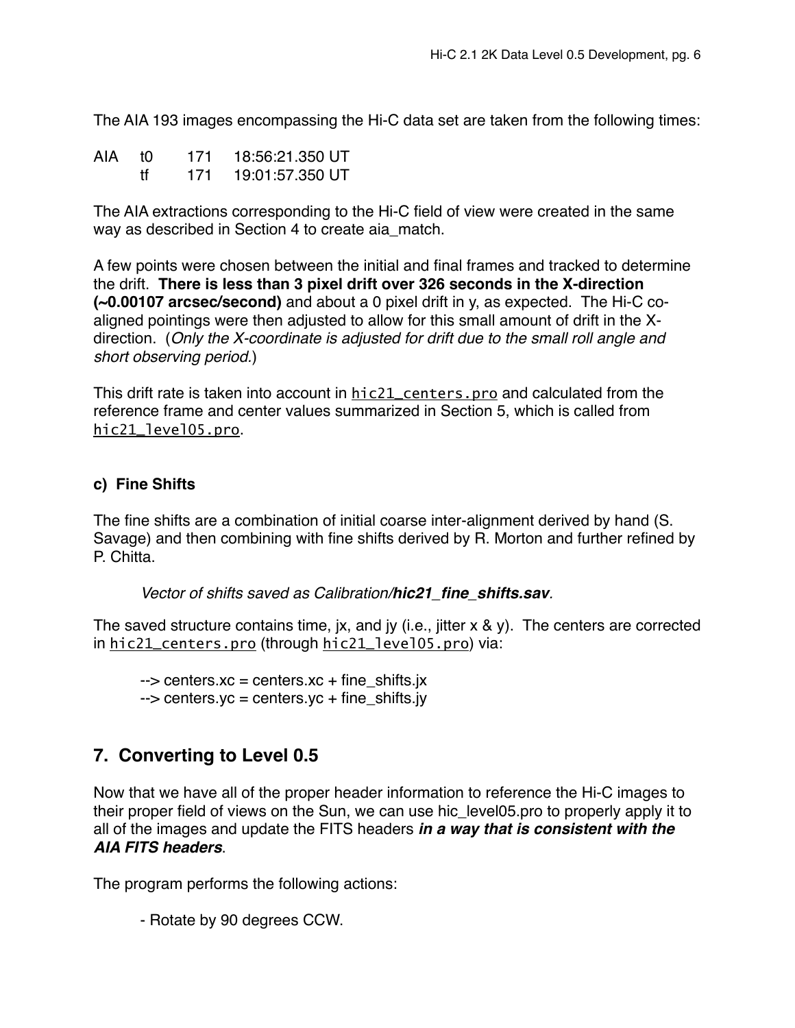The AIA 193 images encompassing the Hi-C data set are taken from the following times:

| AIA | t0 | 171 | 18:56:21.350 UT |
|---|---|---|---|
| | tf | 171 | 19:01:57.350 UT |

The AIA extractions corresponding to the Hi-C field of view were created in the same way as described in Section 4 to create aia_match.

A few points were chosen between the initial and final frames and tracked to determine the drift. **There is less than 3 pixel drift over 326 seconds in the X-direction (~0.00107 arcsec/second)** and about a 0 pixel drift in y, as expected. The Hi-C co-aligned pointings were then adjusted to allow for this small amount of drift in the X-direction. (*Only the X-coordinate is adjusted for drift due to the small roll angle and short observing period.*)

This drift rate is taken into account in `hic21_centers.pro` and calculated from the reference frame and center values summarized in Section 5, which is called from `hic21_level05.pro`.

### c) Fine Shifts

The fine shifts are a combination of initial coarse inter-alignment derived by hand (S. Savage) and then combining with fine shifts derived by R. Morton and further refined by P. Chitta.

> *Vector of shifts saved as Calibration/**hic21_fine_shifts.sav**.*

The saved structure contains time, jx, and jy (i.e., jitter x & y). The centers are corrected in `hic21_centers.pro` (through `hic21_level05.pro`) via:

```
--> centers.xc = centers.xc + fine_shifts.jx
--> centers.yc = centers.yc + fine_shifts.jy
```

## 7. Converting to Level 0.5

Now that we have all of the proper header information to reference the Hi-C images to their proper field of views on the Sun, we can use hic_level05.pro to properly apply it to all of the images and update the FITS headers ***in a way that is consistent with the AIA FITS headers***.

The program performs the following actions:

- Rotate by 90 degrees CCW.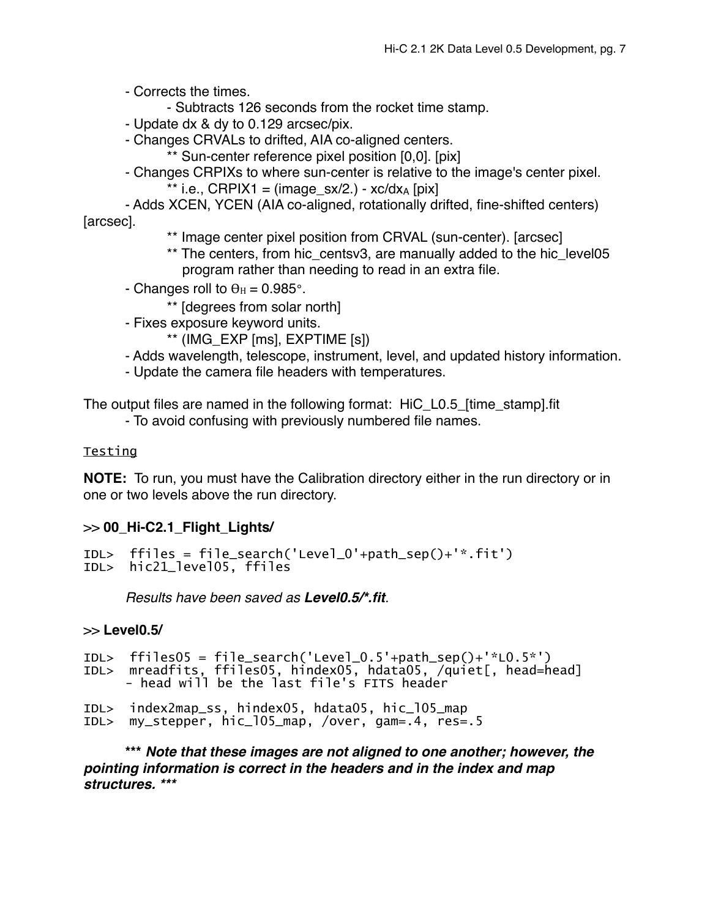- Corrects the times.
    - Subtracts 126 seconds from the rocket time stamp.
- Update dx & dy to 0.129 arcsec/pix.
- Changes CRVALs to drifted, AIA co-aligned centers.
    ** Sun-center reference pixel position [0,0]. [pix]
- Changes CRPIXs to where sun-center is relative to the image's center pixel.
    ** i.e., CRPIX1 = (image_sx/2.) - xc/$dx_A$ [pix]
- Adds XCEN, YCEN (AIA co-aligned, rotationally drifted, fine-shifted centers) [arcsec].
    ** Image center pixel position from CRVAL (sun-center). [arcsec]
    ** The centers, from hic_centsv3, are manually added to the hic_level05 program rather than needing to read in an extra file.
- Changes roll to $\Theta_H = 0.985°$.
    ** [degrees from solar north]
- Fixes exposure keyword units.
    ** (IMG_EXP [ms], EXPTIME [s])
- Adds wavelength, telescope, instrument, level, and updated history information.
- Update the camera file headers with temperatures.

The output files are named in the following format: HiC_L0.5_[time_stamp].fit
- To avoid confusing with previously numbered file names.

<u>Testing</u>

**NOTE:** To run, you must have the Calibration directory either in the run directory or in one or two levels above the run directory.

\>> **00_Hi-C2.1_Flight_Lights/**

```
IDL>  ffiles = file_search('Level_0'+path_sep()+'*.fit')
IDL>  hic21_level05, ffiles
```

*Results have been saved as **Level0.5/*.fit**.*

\>> **Level0.5/**

```
IDL>  ffiles05 = file_search('Level_0.5'+path_sep()+'*L0.5*')
IDL>  mreadfits, ffiles05, hindex05, hdata05, /quiet[, head=head]
      - head will be the last file's FITS header

IDL>  index2map_ss, hindex05, hdata05, hic_l05_map
IDL>  my_stepper, hic_l05_map, /over, gam=.4, res=.5
```

***\*\*\* Note that these images are not aligned to one another; however, the pointing information is correct in the headers and in the index and map structures. \*\*\****